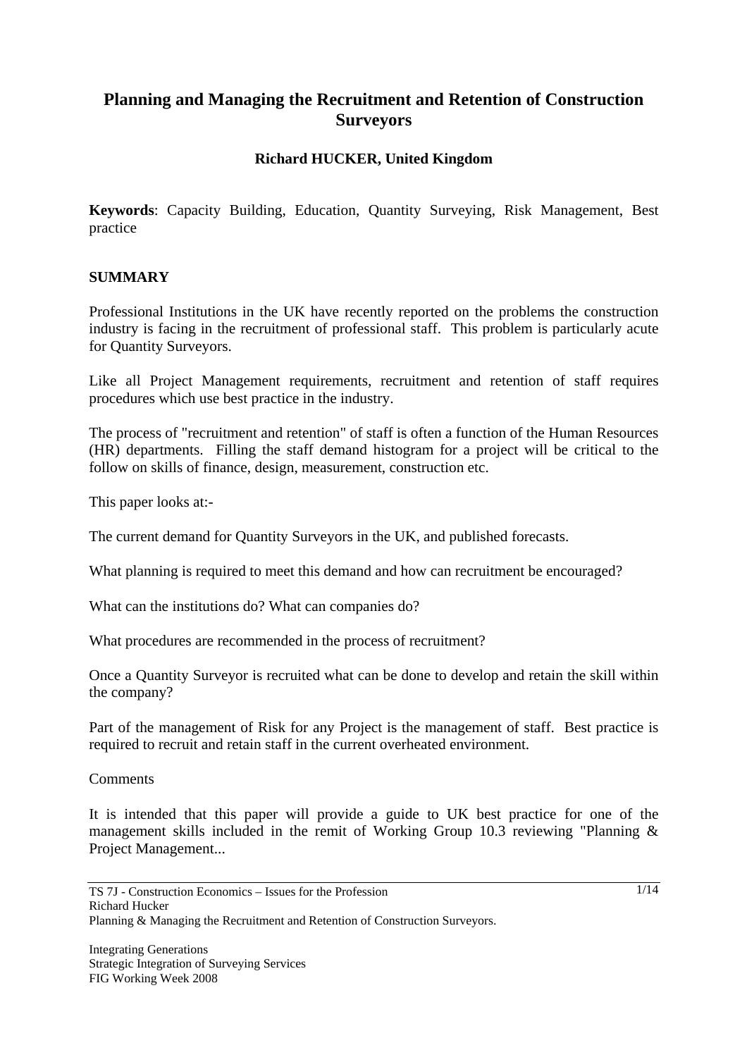# Planning and Managing the Recruitment and Retention of Construction Surveyors

**Richard HUCKER, United Kingdom**

**Keywords**: Capacity Building, Education, Quantity Surveying, Risk Management, Best practice

## SUMMARY

Professional Institutions in the UK have recently reported on the problems the construction industry is facing in the recruitment of professional staff. This problem is particularly acute for Quantity Surveyors.

Like all Project Management requirements, recruitment and retention of staff requires procedures which use best practice in the industry.

The process of "recruitment and retention" of staff is often a function of the Human Resources (HR) departments. Filling the staff demand histogram for a project will be critical to the follow on skills of finance, design, measurement, construction etc.

This paper looks at:-

The current demand for Quantity Surveyors in the UK, and published forecasts.

What planning is required to meet this demand and how can recruitment be encouraged?

What can the institutions do? What can companies do?

What procedures are recommended in the process of recruitment?

Once a Quantity Surveyor is recruited what can be done to develop and retain the skill within the company?

Part of the management of Risk for any Project is the management of staff. Best practice is required to recruit and retain staff in the current overheated environment.

Comments

It is intended that this paper will provide a guide to UK best practice for one of the management skills included in the remit of Working Group 10.3 reviewing "Planning & Project Management...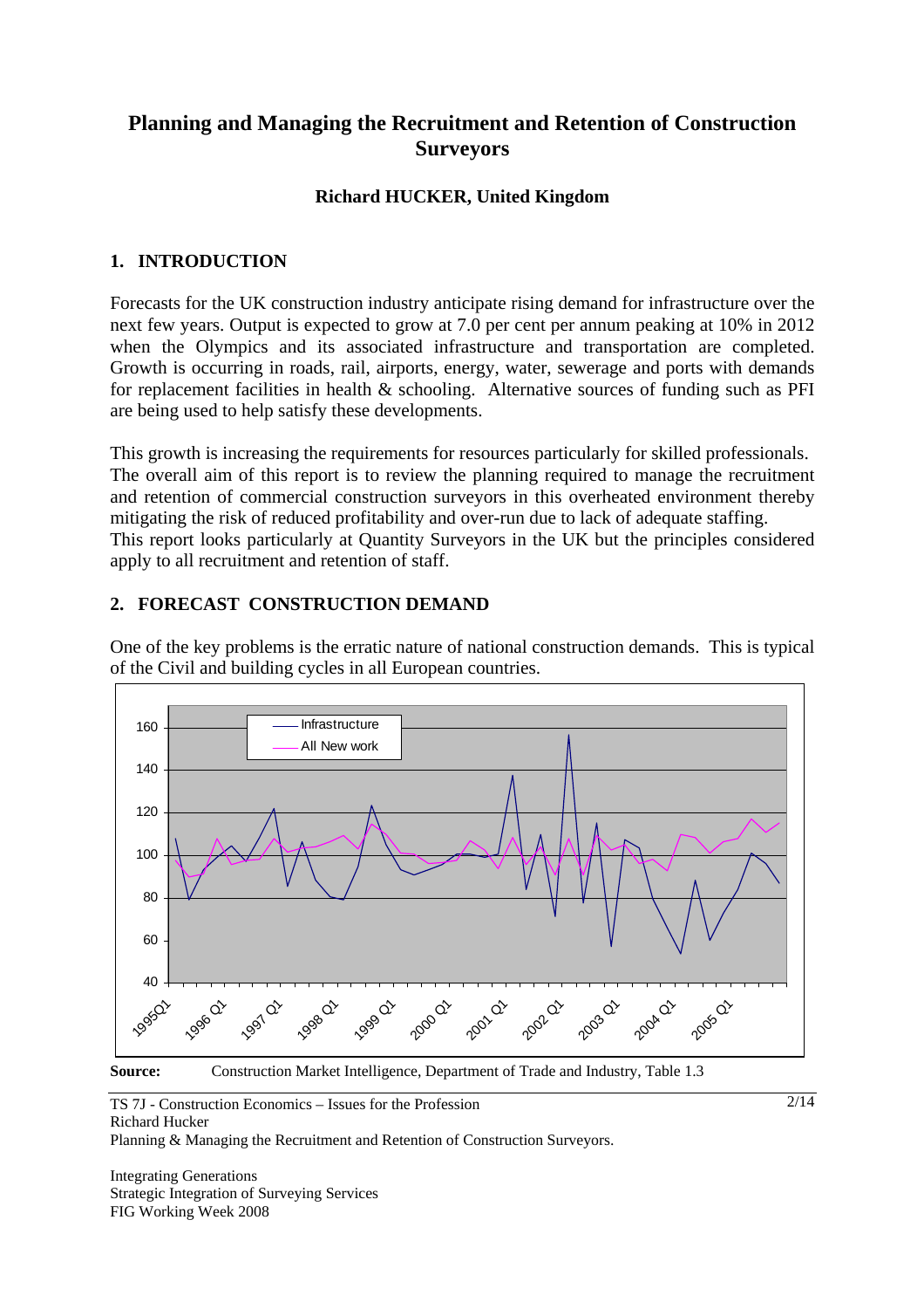# Planning and Managing the Recruitment and Retention of Construction Surveyors

**Richard HUCKER, United Kingdom**

## 1. INTRODUCTION

Forecasts for the UK construction industry anticipate rising demand for infrastructure over the next few years. Output is expected to grow at 7.0 per cent per annum peaking at 10% in 2012 when the Olympics and its associated infrastructure and transportation are completed. Growth is occurring in roads, rail, airports, energy, water, sewerage and ports with demands for replacement facilities in health & schooling. Alternative sources of funding such as PFI are being used to help satisfy these developments.

This growth is increasing the requirements for resources particularly for skilled professionals. The overall aim of this report is to review the planning required to manage the recruitment and retention of commercial construction surveyors in this overheated environment thereby mitigating the risk of reduced profitability and over-run due to lack of adequate staffing.
This report looks particularly at Quantity Surveyors in the UK but the principles considered apply to all recruitment and retention of staff.

## 2. FORECAST CONSTRUCTION DEMAND

One of the key problems is the erratic nature of national construction demands. This is typical of the Civil and building cycles in all European countries.

**Source:** Construction Market Intelligence, Department of Trade and Industry, Table 1.3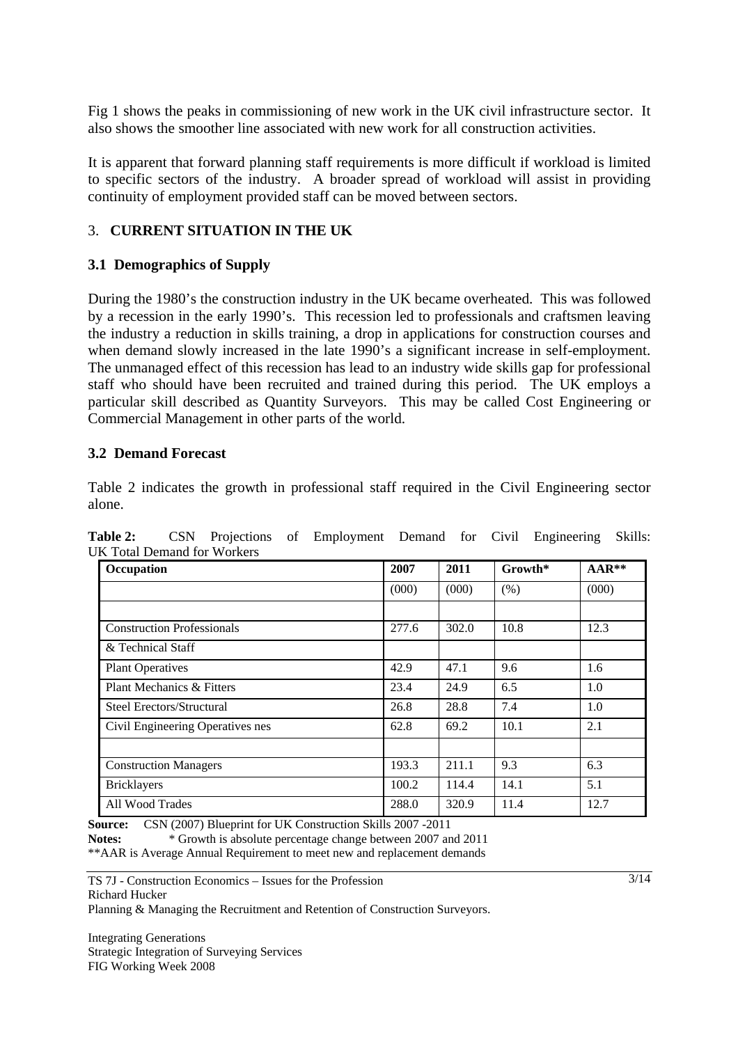Fig 1 shows the peaks in commissioning of new work in the UK civil infrastructure sector. It also shows the smoother line associated with new work for all construction activities.

It is apparent that forward planning staff requirements is more difficult if workload is limited to specific sectors of the industry. A broader spread of workload will assist in providing continuity of employment provided staff can be moved between sectors.

## 3. CURRENT SITUATION IN THE UK

### 3.1 Demographics of Supply

During the 1980's the construction industry in the UK became overheated. This was followed by a recession in the early 1990's. This recession led to professionals and craftsmen leaving the industry a reduction in skills training, a drop in applications for construction courses and when demand slowly increased in the late 1990's a significant increase in self-employment. The unmanaged effect of this recession has lead to an industry wide skills gap for professional staff who should have been recruited and trained during this period. The UK employs a particular skill described as Quantity Surveyors. This may be called Cost Engineering or Commercial Management in other parts of the world.

### 3.2 Demand Forecast

Table 2 indicates the growth in professional staff required in the Civil Engineering sector alone.

**Table 2:** CSN Projections of Employment Demand for Civil Engineering Skills: UK Total Demand for Workers

| Occupation | 2007 | 2011 | Growth* | AAR** |
|---|---|---|---|---|
| | (000) | (000) | (%) | (000) |
| | | | | |
| Construction Professionals | 277.6 | 302.0 | 10.8 | 12.3 |
| & Technical Staff | | | | |
| Plant Operatives | 42.9 | 47.1 | 9.6 | 1.6 |
| Plant Mechanics & Fitters | 23.4 | 24.9 | 6.5 | 1.0 |
| Steel Erectors/Structural | 26.8 | 28.8 | 7.4 | 1.0 |
| Civil Engineering Operatives nes | 62.8 | 69.2 | 10.1 | 2.1 |
| | | | | |
| Construction Managers | 193.3 | 211.1 | 9.3 | 6.3 |
| Bricklayers | 100.2 | 114.4 | 14.1 | 5.1 |
| All Wood Trades | 288.0 | 320.9 | 11.4 | 12.7 |

**Source:** CSN (2007) Blueprint for UK Construction Skills 2007 -2011
**Notes:** * Growth is absolute percentage change between 2007 and 2011
**AAR is Average Annual Requirement to meet new and replacement demands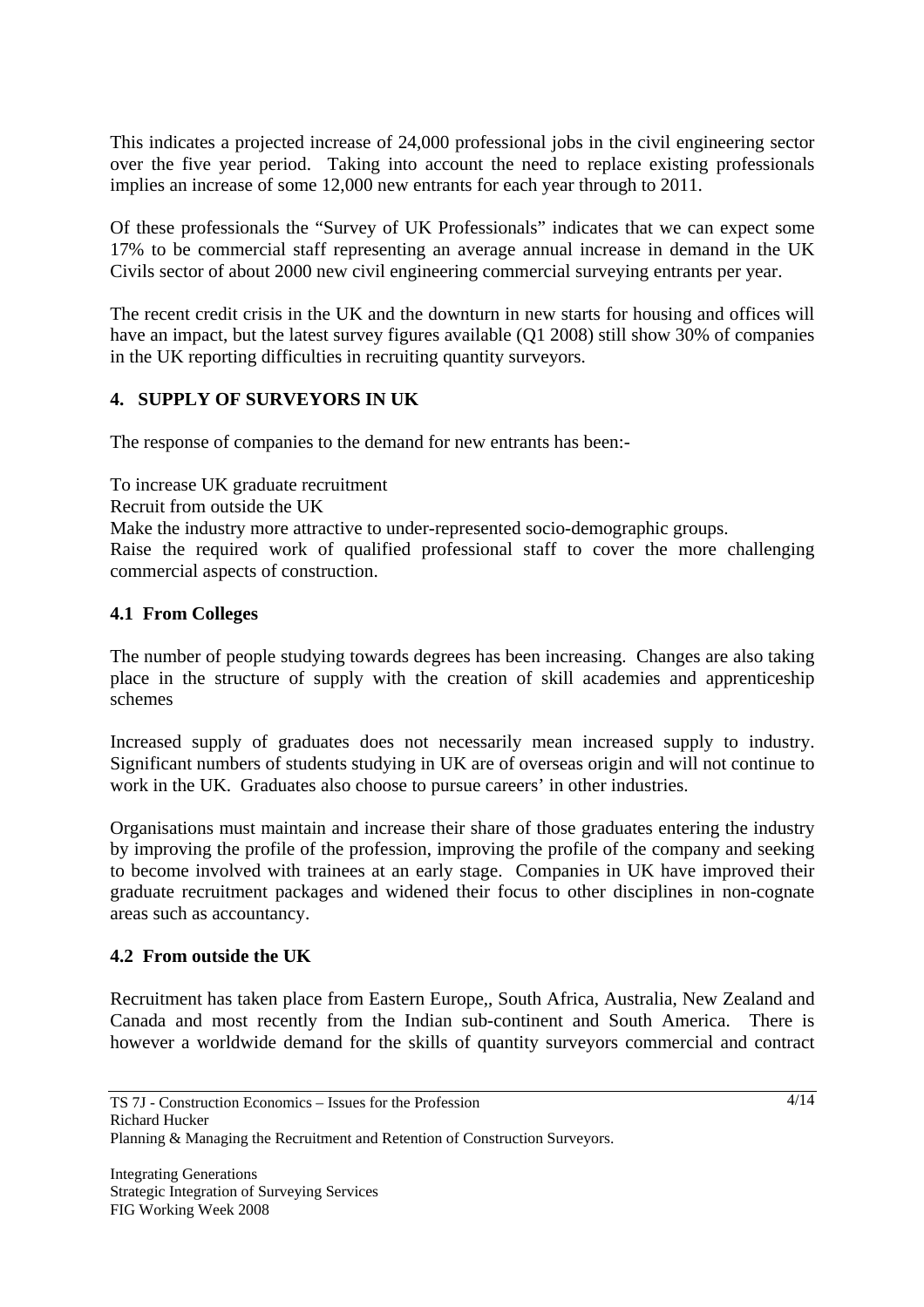This indicates a projected increase of 24,000 professional jobs in the civil engineering sector over the five year period. Taking into account the need to replace existing professionals implies an increase of some 12,000 new entrants for each year through to 2011.

Of these professionals the "Survey of UK Professionals" indicates that we can expect some 17% to be commercial staff representing an average annual increase in demand in the UK Civils sector of about 2000 new civil engineering commercial surveying entrants per year.

The recent credit crisis in the UK and the downturn in new starts for housing and offices will have an impact, but the latest survey figures available (Q1 2008) still show 30% of companies in the UK reporting difficulties in recruiting quantity surveyors.

## 4. SUPPLY OF SURVEYORS IN UK

The response of companies to the demand for new entrants has been:-

To increase UK graduate recruitment
Recruit from outside the UK
Make the industry more attractive to under-represented socio-demographic groups.
Raise the required work of qualified professional staff to cover the more challenging commercial aspects of construction.

### 4.1 From Colleges

The number of people studying towards degrees has been increasing. Changes are also taking place in the structure of supply with the creation of skill academies and apprenticeship schemes

Increased supply of graduates does not necessarily mean increased supply to industry. Significant numbers of students studying in UK are of overseas origin and will not continue to work in the UK. Graduates also choose to pursue careers' in other industries.

Organisations must maintain and increase their share of those graduates entering the industry by improving the profile of the profession, improving the profile of the company and seeking to become involved with trainees at an early stage. Companies in UK have improved their graduate recruitment packages and widened their focus to other disciplines in non-cognate areas such as accountancy.

### 4.2 From outside the UK

Recruitment has taken place from Eastern Europe,, South Africa, Australia, New Zealand and Canada and most recently from the Indian sub-continent and South America. There is however a worldwide demand for the skills of quantity surveyors commercial and contract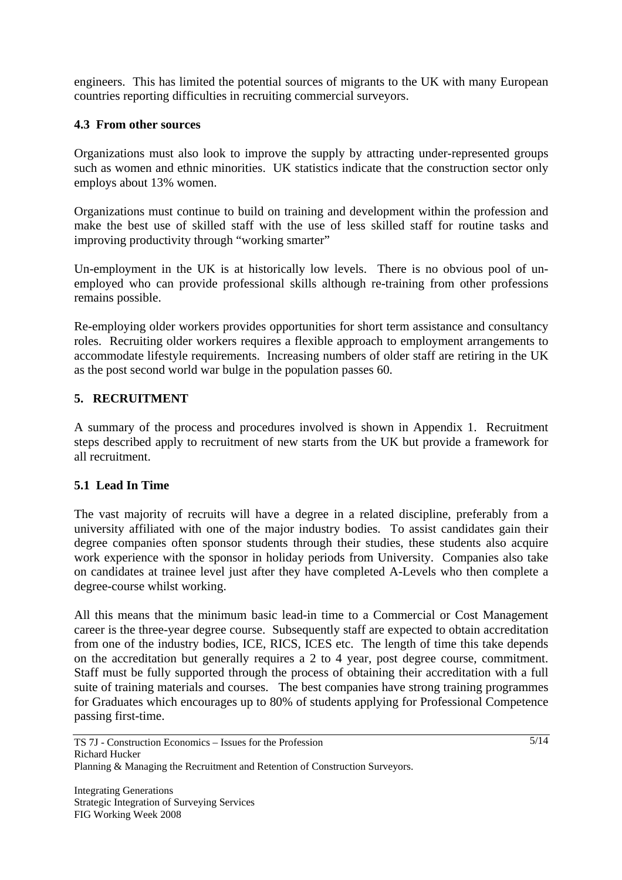engineers. This has limited the potential sources of migrants to the UK with many European countries reporting difficulties in recruiting commercial surveyors.

### 4.3 From other sources

Organizations must also look to improve the supply by attracting under-represented groups such as women and ethnic minorities. UK statistics indicate that the construction sector only employs about 13% women.

Organizations must continue to build on training and development within the profession and make the best use of skilled staff with the use of less skilled staff for routine tasks and improving productivity through "working smarter"

Un-employment in the UK is at historically low levels. There is no obvious pool of un-employed who can provide professional skills although re-training from other professions remains possible.

Re-employing older workers provides opportunities for short term assistance and consultancy roles. Recruiting older workers requires a flexible approach to employment arrangements to accommodate lifestyle requirements. Increasing numbers of older staff are retiring in the UK as the post second world war bulge in the population passes 60.

## 5. RECRUITMENT

A summary of the process and procedures involved is shown in Appendix 1. Recruitment steps described apply to recruitment of new starts from the UK but provide a framework for all recruitment.

### 5.1 Lead In Time

The vast majority of recruits will have a degree in a related discipline, preferably from a university affiliated with one of the major industry bodies. To assist candidates gain their degree companies often sponsor students through their studies, these students also acquire work experience with the sponsor in holiday periods from University. Companies also take on candidates at trainee level just after they have completed A-Levels who then complete a degree-course whilst working.

All this means that the minimum basic lead-in time to a Commercial or Cost Management career is the three-year degree course. Subsequently staff are expected to obtain accreditation from one of the industry bodies, ICE, RICS, ICES etc. The length of time this take depends on the accreditation but generally requires a 2 to 4 year, post degree course, commitment. Staff must be fully supported through the process of obtaining their accreditation with a full suite of training materials and courses. The best companies have strong training programmes for Graduates which encourages up to 80% of students applying for Professional Competence passing first-time.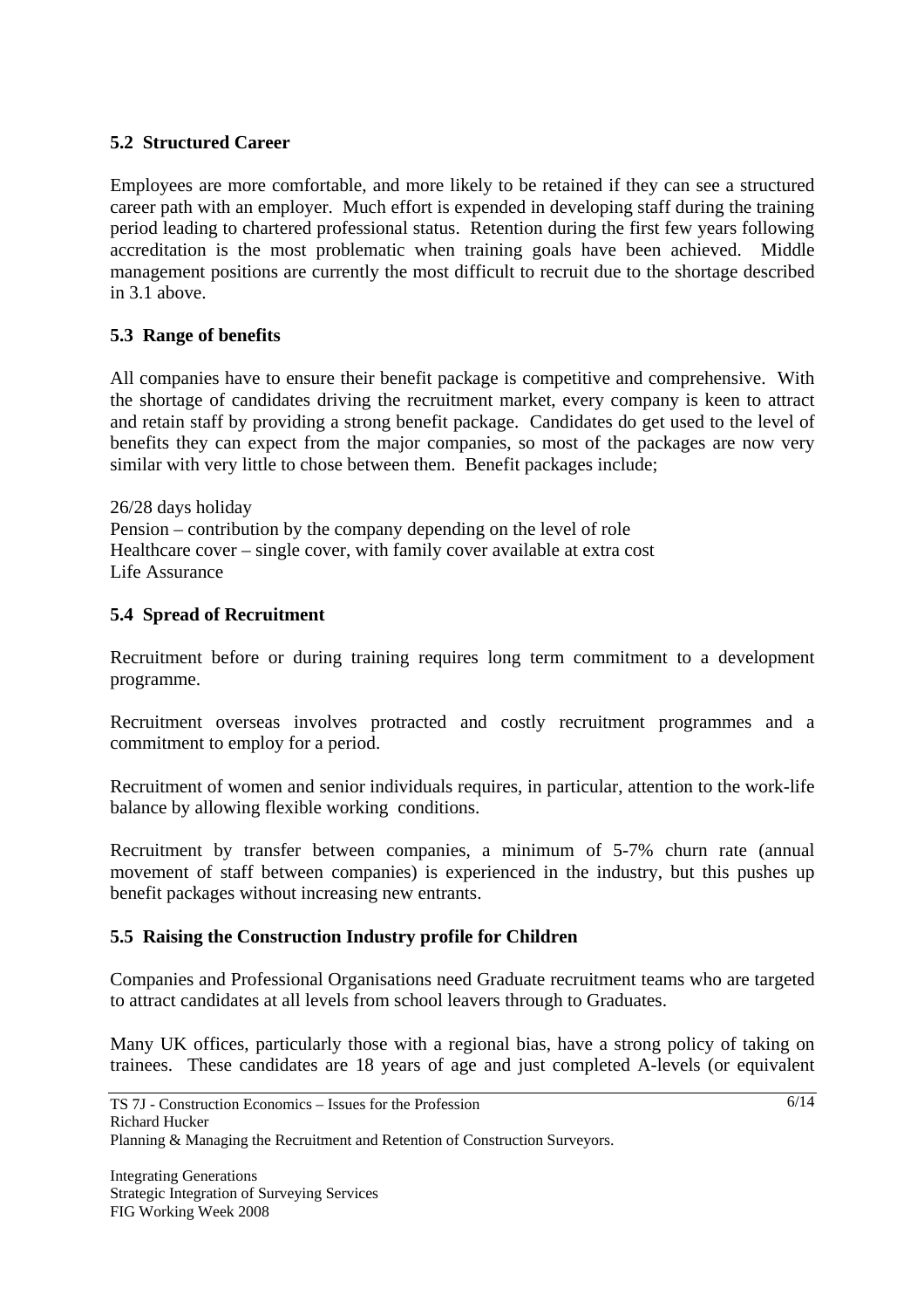### 5.2 Structured Career

Employees are more comfortable, and more likely to be retained if they can see a structured career path with an employer. Much effort is expended in developing staff during the training period leading to chartered professional status. Retention during the first few years following accreditation is the most problematic when training goals have been achieved. Middle management positions are currently the most difficult to recruit due to the shortage described in 3.1 above.

### 5.3 Range of benefits

All companies have to ensure their benefit package is competitive and comprehensive. With the shortage of candidates driving the recruitment market, every company is keen to attract and retain staff by providing a strong benefit package. Candidates do get used to the level of benefits they can expect from the major companies, so most of the packages are now very similar with very little to chose between them. Benefit packages include;

26/28 days holiday
Pension – contribution by the company depending on the level of role
Healthcare cover – single cover, with family cover available at extra cost
Life Assurance

### 5.4 Spread of Recruitment

Recruitment before or during training requires long term commitment to a development programme.

Recruitment overseas involves protracted and costly recruitment programmes and a commitment to employ for a period.

Recruitment of women and senior individuals requires, in particular, attention to the work-life balance by allowing flexible working conditions.

Recruitment by transfer between companies, a minimum of 5-7% churn rate (annual movement of staff between companies) is experienced in the industry, but this pushes up benefit packages without increasing new entrants.

### 5.5 Raising the Construction Industry profile for Children

Companies and Professional Organisations need Graduate recruitment teams who are targeted to attract candidates at all levels from school leavers through to Graduates.

Many UK offices, particularly those with a regional bias, have a strong policy of taking on trainees. These candidates are 18 years of age and just completed A-levels (or equivalent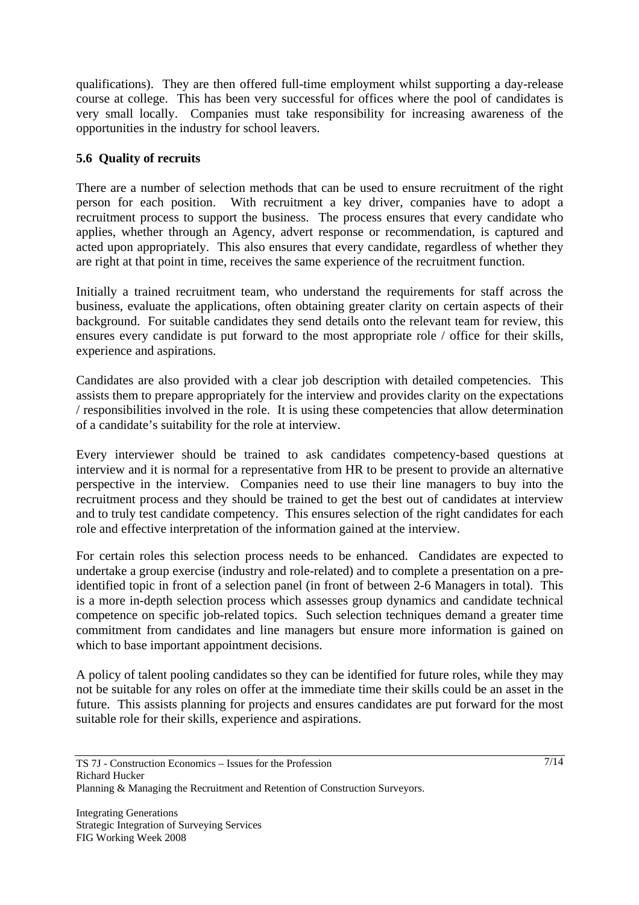qualifications). They are then offered full-time employment whilst supporting a day-release course at college. This has been very successful for offices where the pool of candidates is very small locally. Companies must take responsibility for increasing awareness of the opportunities in the industry for school leavers.

### 5.6 Quality of recruits

There are a number of selection methods that can be used to ensure recruitment of the right person for each position. With recruitment a key driver, companies have to adopt a recruitment process to support the business. The process ensures that every candidate who applies, whether through an Agency, advert response or recommendation, is captured and acted upon appropriately. This also ensures that every candidate, regardless of whether they are right at that point in time, receives the same experience of the recruitment function.

Initially a trained recruitment team, who understand the requirements for staff across the business, evaluate the applications, often obtaining greater clarity on certain aspects of their background. For suitable candidates they send details onto the relevant team for review, this ensures every candidate is put forward to the most appropriate role / office for their skills, experience and aspirations.

Candidates are also provided with a clear job description with detailed competencies. This assists them to prepare appropriately for the interview and provides clarity on the expectations / responsibilities involved in the role. It is using these competencies that allow determination of a candidate's suitability for the role at interview.

Every interviewer should be trained to ask candidates competency-based questions at interview and it is normal for a representative from HR to be present to provide an alternative perspective in the interview. Companies need to use their line managers to buy into the recruitment process and they should be trained to get the best out of candidates at interview and to truly test candidate competency. This ensures selection of the right candidates for each role and effective interpretation of the information gained at the interview.

For certain roles this selection process needs to be enhanced. Candidates are expected to undertake a group exercise (industry and role-related) and to complete a presentation on a pre-identified topic in front of a selection panel (in front of between 2-6 Managers in total). This is a more in-depth selection process which assesses group dynamics and candidate technical competence on specific job-related topics. Such selection techniques demand a greater time commitment from candidates and line managers but ensure more information is gained on which to base important appointment decisions.

A policy of talent pooling candidates so they can be identified for future roles, while they may not be suitable for any roles on offer at the immediate time their skills could be an asset in the future. This assists planning for projects and ensures candidates are put forward for the most suitable role for their skills, experience and aspirations.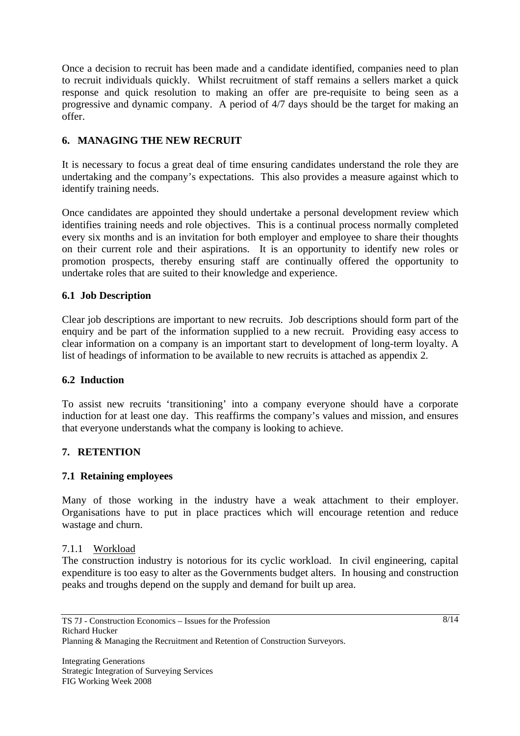Once a decision to recruit has been made and a candidate identified, companies need to plan to recruit individuals quickly. Whilst recruitment of staff remains a sellers market a quick response and quick resolution to making an offer are pre-requisite to being seen as a progressive and dynamic company. A period of 4/7 days should be the target for making an offer.

## 6. MANAGING THE NEW RECRUIT

It is necessary to focus a great deal of time ensuring candidates understand the role they are undertaking and the company's expectations. This also provides a measure against which to identify training needs.

Once candidates are appointed they should undertake a personal development review which identifies training needs and role objectives. This is a continual process normally completed every six months and is an invitation for both employer and employee to share their thoughts on their current role and their aspirations. It is an opportunity to identify new roles or promotion prospects, thereby ensuring staff are continually offered the opportunity to undertake roles that are suited to their knowledge and experience.

### 6.1 Job Description

Clear job descriptions are important to new recruits. Job descriptions should form part of the enquiry and be part of the information supplied to a new recruit. Providing easy access to clear information on a company is an important start to development of long-term loyalty. A list of headings of information to be available to new recruits is attached as appendix 2.

### 6.2 Induction

To assist new recruits 'transitioning' into a company everyone should have a corporate induction for at least one day. This reaffirms the company's values and mission, and ensures that everyone understands what the company is looking to achieve.

## 7. RETENTION

### 7.1 Retaining employees

Many of those working in the industry have a weak attachment to their employer. Organisations have to put in place practices which will encourage retention and reduce wastage and churn.

#### 7.1.1 Workload

The construction industry is notorious for its cyclic workload. In civil engineering, capital expenditure is too easy to alter as the Governments budget alters. In housing and construction peaks and troughs depend on the supply and demand for built up area.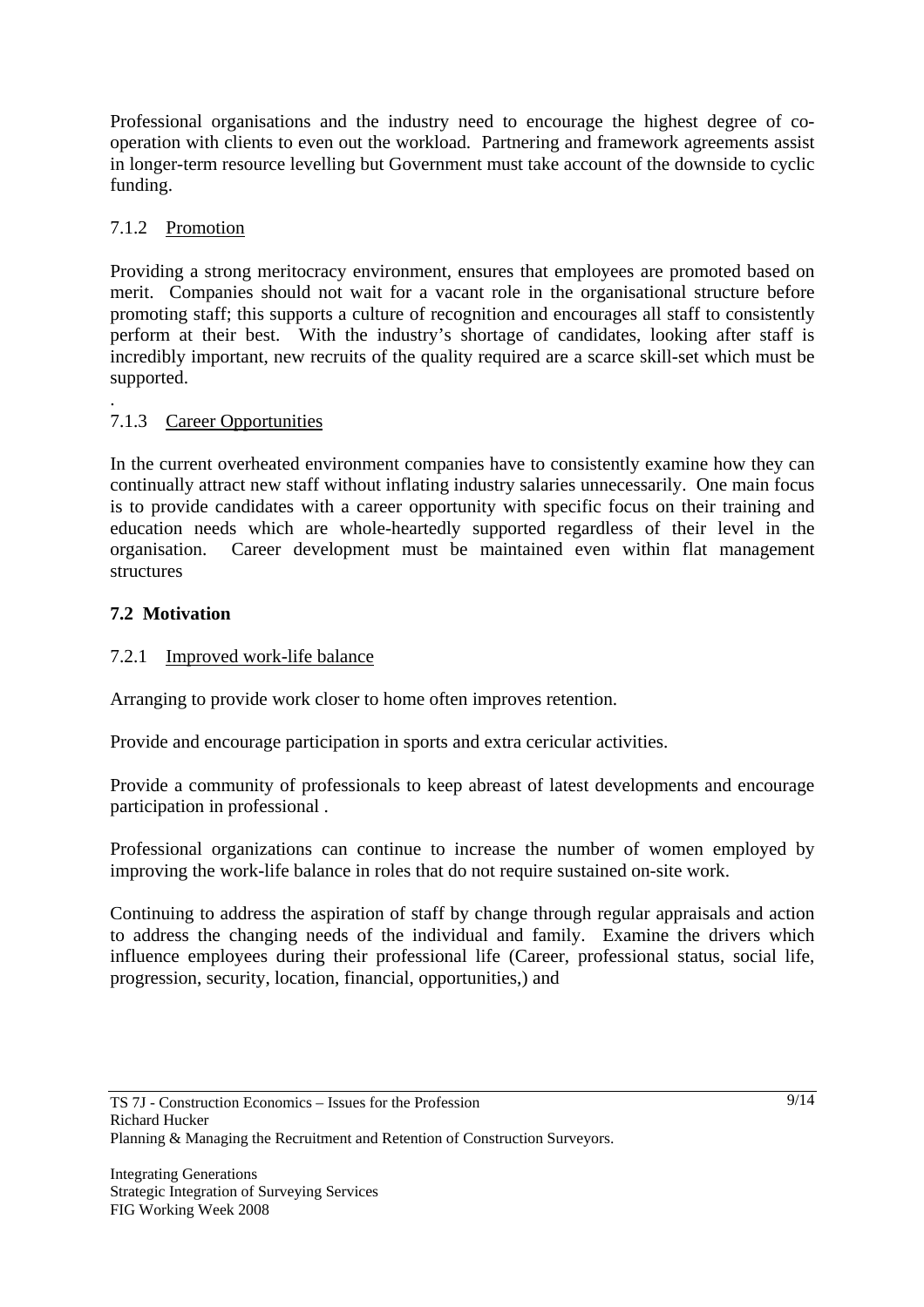Professional organisations and the industry need to encourage the highest degree of co-operation with clients to even out the workload. Partnering and framework agreements assist in longer-term resource levelling but Government must take account of the downside to cyclic funding.

#### 7.1.2 Promotion

Providing a strong meritocracy environment, ensures that employees are promoted based on merit. Companies should not wait for a vacant role in the organisational structure before promoting staff; this supports a culture of recognition and encourages all staff to consistently perform at their best. With the industry's shortage of candidates, looking after staff is incredibly important, new recruits of the quality required are a scarce skill-set which must be supported.

.

#### 7.1.3 Career Opportunities

In the current overheated environment companies have to consistently examine how they can continually attract new staff without inflating industry salaries unnecessarily. One main focus is to provide candidates with a career opportunity with specific focus on their training and education needs which are whole-heartedly supported regardless of their level in the organisation. Career development must be maintained even within flat management structures

### 7.2 Motivation

#### 7.2.1 Improved work-life balance

Arranging to provide work closer to home often improves retention.

Provide and encourage participation in sports and extra cericular activities.

Provide a community of professionals to keep abreast of latest developments and encourage participation in professional .

Professional organizations can continue to increase the number of women employed by improving the work-life balance in roles that do not require sustained on-site work.

Continuing to address the aspiration of staff by change through regular appraisals and action to address the changing needs of the individual and family. Examine the drivers which influence employees during their professional life (Career, professional status, social life, progression, security, location, financial, opportunities,) and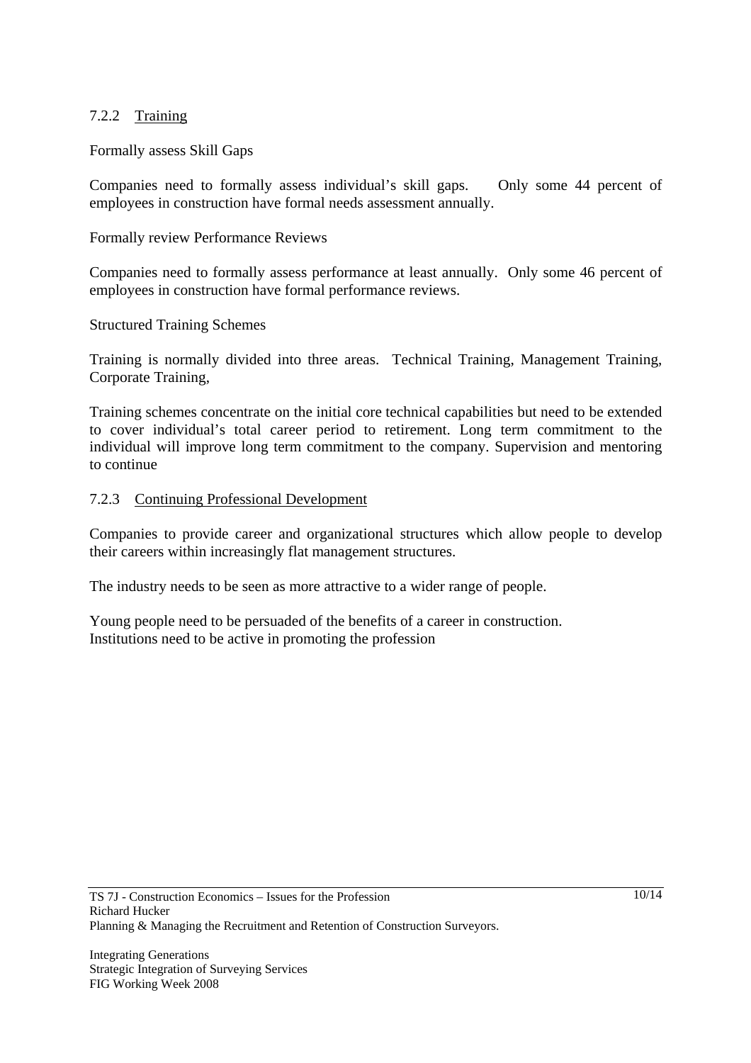#### 7.2.2 Training

Formally assess Skill Gaps

Companies need to formally assess individual's skill gaps. Only some 44 percent of employees in construction have formal needs assessment annually.

Formally review Performance Reviews

Companies need to formally assess performance at least annually. Only some 46 percent of employees in construction have formal performance reviews.

Structured Training Schemes

Training is normally divided into three areas. Technical Training, Management Training, Corporate Training,

Training schemes concentrate on the initial core technical capabilities but need to be extended to cover individual's total career period to retirement. Long term commitment to the individual will improve long term commitment to the company. Supervision and mentoring to continue

#### 7.2.3 Continuing Professional Development

Companies to provide career and organizational structures which allow people to develop their careers within increasingly flat management structures.

The industry needs to be seen as more attractive to a wider range of people.

Young people need to be persuaded of the benefits of a career in construction.
Institutions need to be active in promoting the profession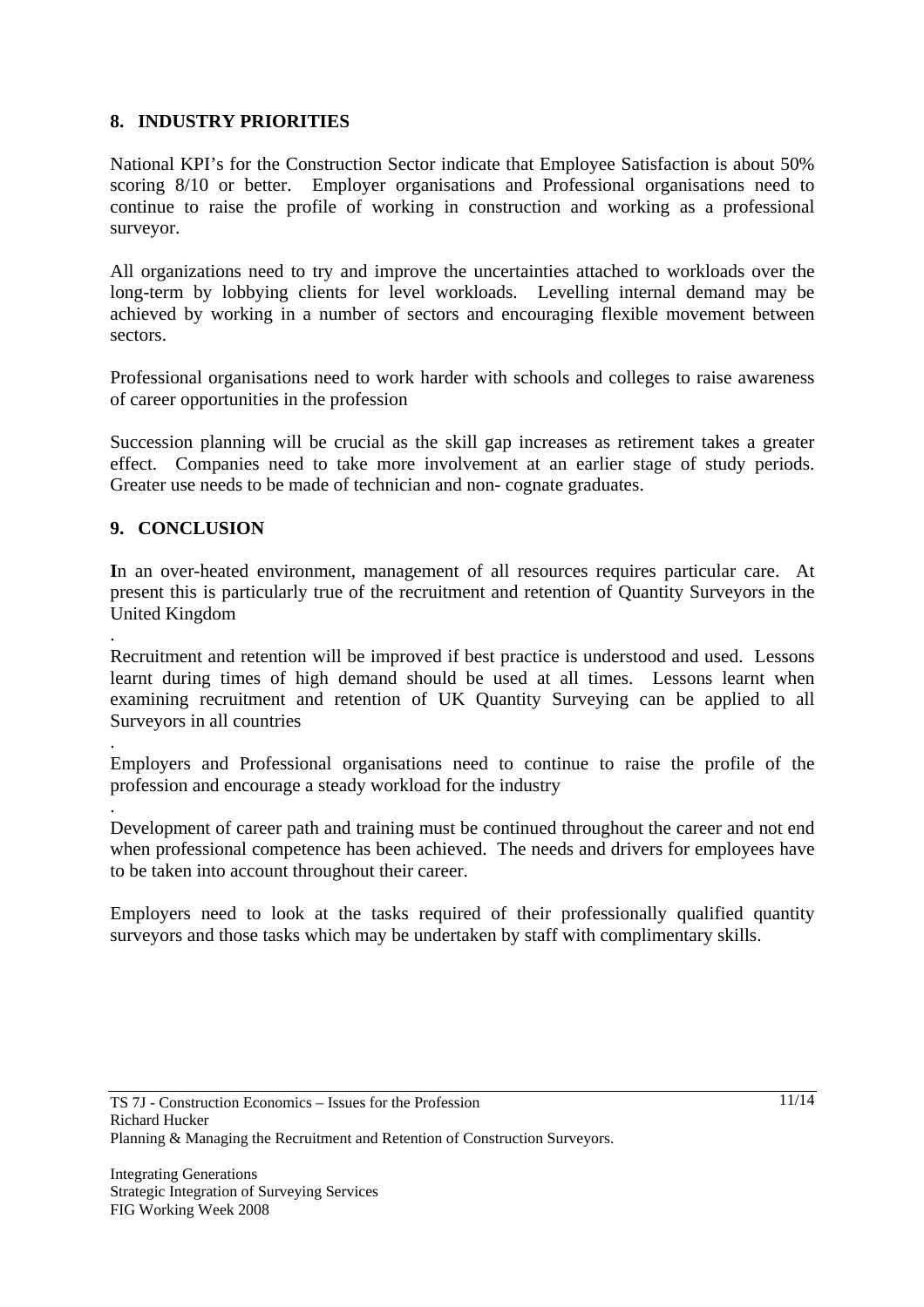## 8. INDUSTRY PRIORITIES

National KPI's for the Construction Sector indicate that Employee Satisfaction is about 50% scoring 8/10 or better. Employer organisations and Professional organisations need to continue to raise the profile of working in construction and working as a professional surveyor.

All organizations need to try and improve the uncertainties attached to workloads over the long-term by lobbying clients for level workloads. Levelling internal demand may be achieved by working in a number of sectors and encouraging flexible movement between sectors.

Professional organisations need to work harder with schools and colleges to raise awareness of career opportunities in the profession

Succession planning will be crucial as the skill gap increases as retirement takes a greater effect. Companies need to take more involvement at an earlier stage of study periods. Greater use needs to be made of technician and non- cognate graduates.

## 9. CONCLUSION

**I**n an over-heated environment, management of all resources requires particular care. At present this is particularly true of the recruitment and retention of Quantity Surveyors in the United Kingdom

.

Recruitment and retention will be improved if best practice is understood and used. Lessons learnt during times of high demand should be used at all times. Lessons learnt when examining recruitment and retention of UK Quantity Surveying can be applied to all Surveyors in all countries

.

Employers and Professional organisations need to continue to raise the profile of the profession and encourage a steady workload for the industry

.

Development of career path and training must be continued throughout the career and not end when professional competence has been achieved. The needs and drivers for employees have to be taken into account throughout their career.

Employers need to look at the tasks required of their professionally qualified quantity surveyors and those tasks which may be undertaken by staff with complimentary skills.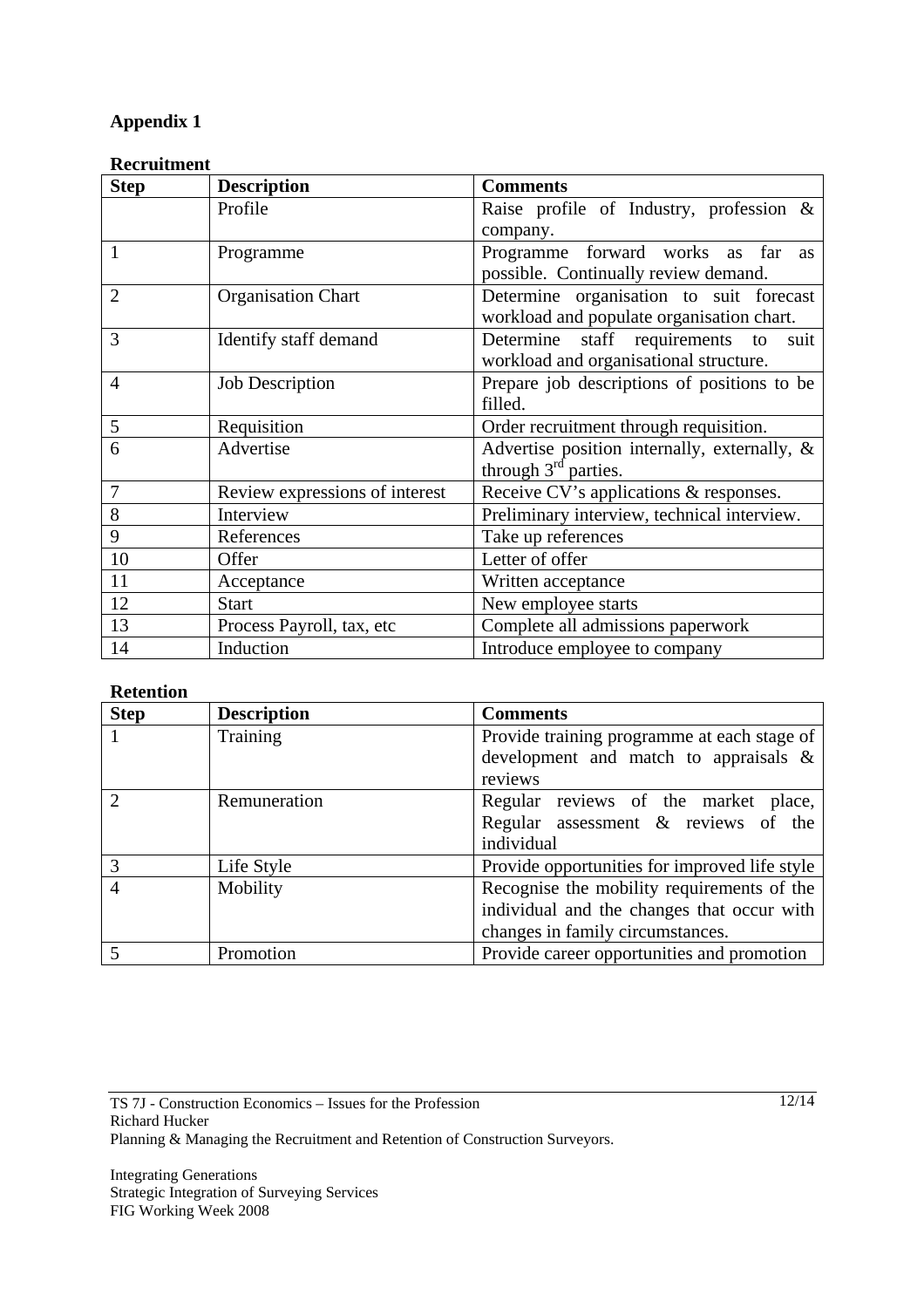# Appendix 1

**Recruitment**

| Step | Description | Comments |
|---|---|---|
| | Profile | Raise profile of Industry, profession & company. |
| 1 | Programme | Programme forward works as far as possible. Continually review demand. |
| 2 | Organisation Chart | Determine organisation to suit forecast workload and populate organisation chart. |
| 3 | Identify staff demand | Determine staff requirements to suit workload and organisational structure. |
| 4 | Job Description | Prepare job descriptions of positions to be filled. |
| 5 | Requisition | Order recruitment through requisition. |
| 6 | Advertise | Advertise position internally, externally, & through 3rd parties. |
| 7 | Review expressions of interest | Receive CV's applications & responses. |
| 8 | Interview | Preliminary interview, technical interview. |
| 9 | References | Take up references |
| 10 | Offer | Letter of offer |
| 11 | Acceptance | Written acceptance |
| 12 | Start | New employee starts |
| 13 | Process Payroll, tax, etc | Complete all admissions paperwork |
| 14 | Induction | Introduce employee to company |

**Retention**

| Step | Description | Comments |
|---|---|---|
| 1 | Training | Provide training programme at each stage of development and match to appraisals & reviews |
| 2 | Remuneration | Regular reviews of the market place, Regular assessment & reviews of the individual |
| 3 | Life Style | Provide opportunities for improved life style |
| 4 | Mobility | Recognise the mobility requirements of the individual and the changes that occur with changes in family circumstances. |
| 5 | Promotion | Provide career opportunities and promotion |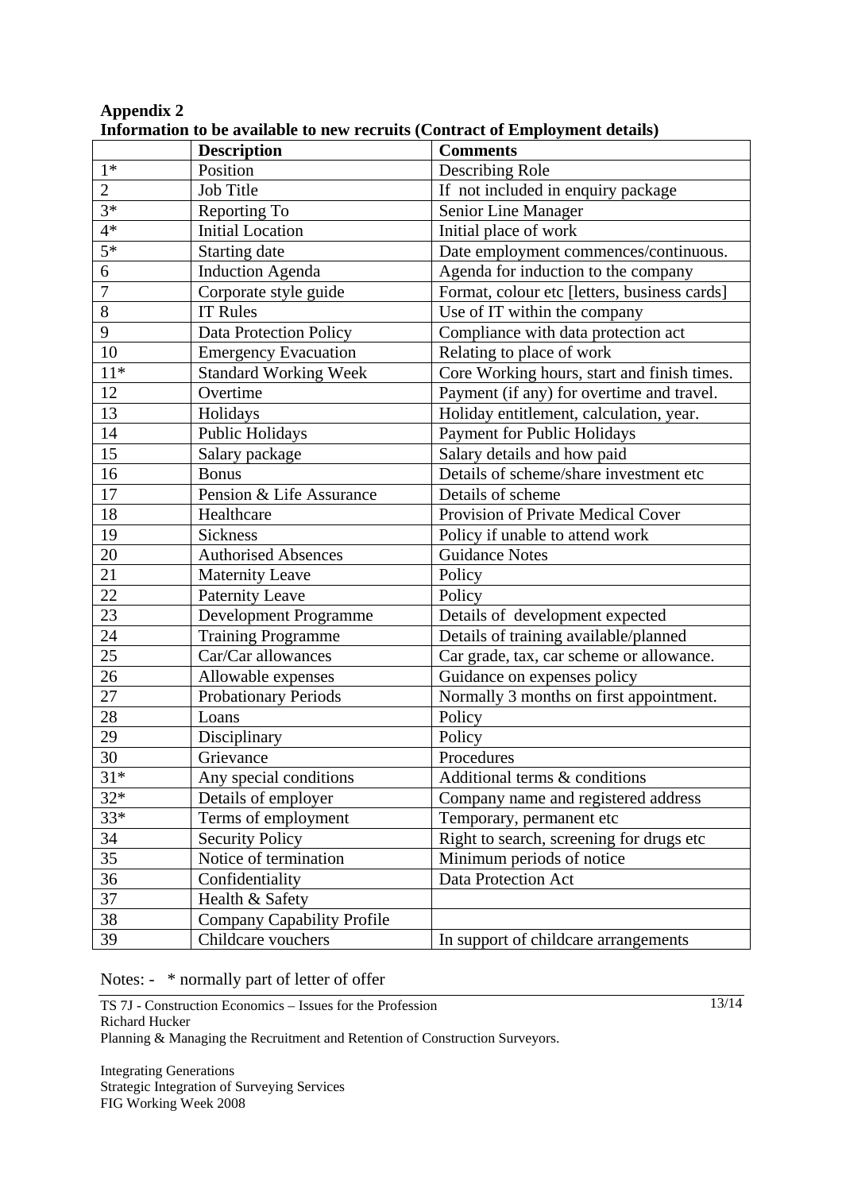**Appendix 2**
**Information to be available to new recruits (Contract of Employment details)**

| | **Description** | **Comments** |
|---|---|---|
| 1* | Position | Describing Role |
| 2 | Job Title | If not included in enquiry package |
| 3* | Reporting To | Senior Line Manager |
| 4* | Initial Location | Initial place of work |
| 5* | Starting date | Date employment commences/continuous. |
| 6 | Induction Agenda | Agenda for induction to the company |
| 7 | Corporate style guide | Format, colour etc [letters, business cards] |
| 8 | IT Rules | Use of IT within the company |
| 9 | Data Protection Policy | Compliance with data protection act |
| 10 | Emergency Evacuation | Relating to place of work |
| 11* | Standard Working Week | Core Working hours, start and finish times. |
| 12 | Overtime | Payment (if any) for overtime and travel. |
| 13 | Holidays | Holiday entitlement, calculation, year. |
| 14 | Public Holidays | Payment for Public Holidays |
| 15 | Salary package | Salary details and how paid |
| 16 | Bonus | Details of scheme/share investment etc |
| 17 | Pension & Life Assurance | Details of scheme |
| 18 | Healthcare | Provision of Private Medical Cover |
| 19 | Sickness | Policy if unable to attend work |
| 20 | Authorised Absences | Guidance Notes |
| 21 | Maternity Leave | Policy |
| 22 | Paternity Leave | Policy |
| 23 | Development Programme | Details of development expected |
| 24 | Training Programme | Details of training available/planned |
| 25 | Car/Car allowances | Car grade, tax, car scheme or allowance. |
| 26 | Allowable expenses | Guidance on expenses policy |
| 27 | Probationary Periods | Normally 3 months on first appointment. |
| 28 | Loans | Policy |
| 29 | Disciplinary | Policy |
| 30 | Grievance | Procedures |
| 31* | Any special conditions | Additional terms & conditions |
| 32* | Details of employer | Company name and registered address |
| 33* | Terms of employment | Temporary, permanent etc |
| 34 | Security Policy | Right to search, screening for drugs etc |
| 35 | Notice of termination | Minimum periods of notice |
| 36 | Confidentiality | Data Protection Act |
| 37 | Health & Safety | |
| 38 | Company Capability Profile | |
| 39 | Childcare vouchers | In support of childcare arrangements |

Notes: - * normally part of letter of offer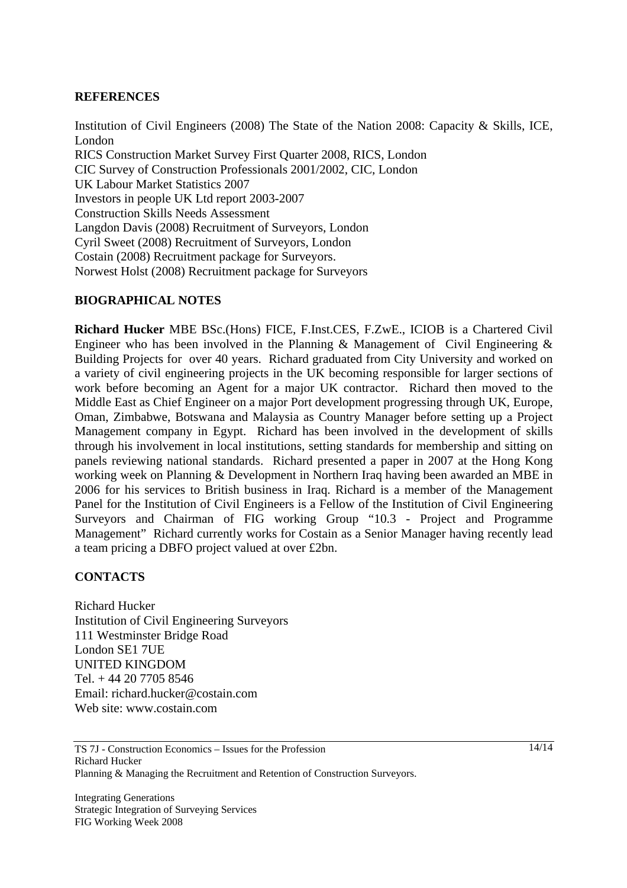## REFERENCES

Institution of Civil Engineers (2008) The State of the Nation 2008: Capacity & Skills, ICE, London
RICS Construction Market Survey First Quarter 2008, RICS, London
CIC Survey of Construction Professionals 2001/2002, CIC, London
UK Labour Market Statistics 2007
Investors in people UK Ltd report 2003-2007
Construction Skills Needs Assessment
Langdon Davis (2008) Recruitment of Surveyors, London
Cyril Sweet (2008) Recruitment of Surveyors, London
Costain (2008) Recruitment package for Surveyors.
Norwest Holst (2008) Recruitment package for Surveyors

## BIOGRAPHICAL NOTES

**Richard Hucker** MBE BSc.(Hons) FICE, F.Inst.CES, F.ZwE., ICIOB is a Chartered Civil Engineer who has been involved in the Planning & Management of Civil Engineering & Building Projects for over 40 years. Richard graduated from City University and worked on a variety of civil engineering projects in the UK becoming responsible for larger sections of work before becoming an Agent for a major UK contractor. Richard then moved to the Middle East as Chief Engineer on a major Port development progressing through UK, Europe, Oman, Zimbabwe, Botswana and Malaysia as Country Manager before setting up a Project Management company in Egypt. Richard has been involved in the development of skills through his involvement in local institutions, setting standards for membership and sitting on panels reviewing national standards. Richard presented a paper in 2007 at the Hong Kong working week on Planning & Development in Northern Iraq having been awarded an MBE in 2006 for his services to British business in Iraq. Richard is a member of the Management Panel for the Institution of Civil Engineers is a Fellow of the Institution of Civil Engineering Surveyors and Chairman of FIG working Group "10.3 - Project and Programme Management" Richard currently works for Costain as a Senior Manager having recently lead a team pricing a DBFO project valued at over £2bn.

## CONTACTS

Richard Hucker
Institution of Civil Engineering Surveyors
111 Westminster Bridge Road
London SE1 7UE
UNITED KINGDOM
Tel. + 44 20 7705 8546
Email: richard.hucker@costain.com
Web site: www.costain.com